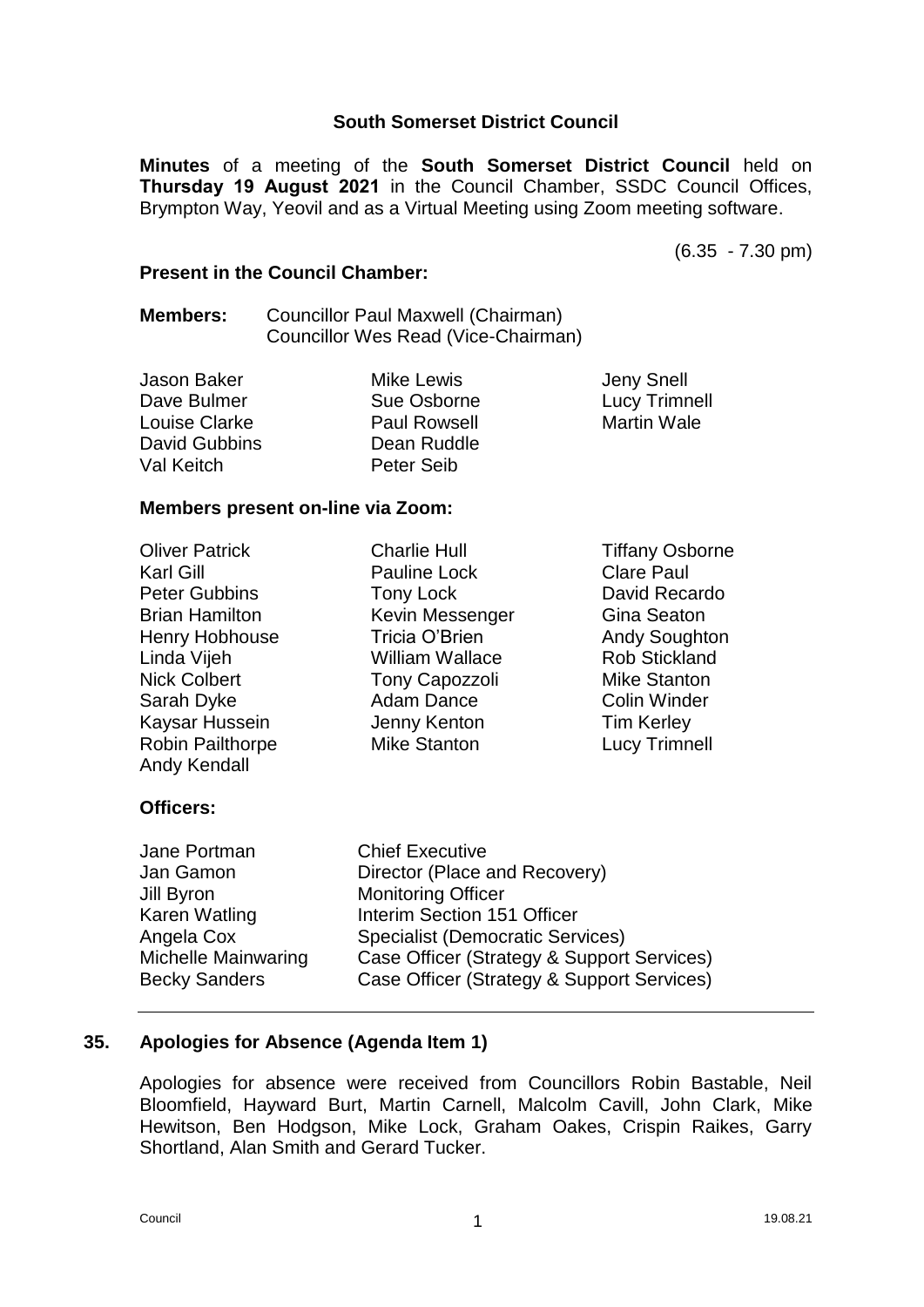**South Somerset District Council**

**Minutes** of a meeting of the **South Somerset District Council** held on **Thursday 19 August 2021** in the Council Chamber, SSDC Council Offices, Brympton Way, Yeovil and as a Virtual Meeting using Zoom meeting software.

(6.35 - 7.30 pm)

**Present in the Council Chamber:**

**Members:** Councillor Paul Maxwell (Chairman)
Councillor Wes Read (Vice-Chairman)

| | | |
|---|---|---|
| Jason Baker | Mike Lewis | Jeny Snell |
| Dave Bulmer | Sue Osborne | Lucy Trimnell |
| Louise Clarke | Paul Rowsell | Martin Wale |
| David Gubbins | Dean Ruddle | |
| Val Keitch | Peter Seib | |

**Members present on-line via Zoom:**

| | | |
|---|---|---|
| Oliver Patrick | Charlie Hull | Tiffany Osborne |
| Karl Gill | Pauline Lock | Clare Paul |
| Peter Gubbins | Tony Lock | David Recardo |
| Brian Hamilton | Kevin Messenger | Gina Seaton |
| Henry Hobhouse | Tricia O'Brien | Andy Soughton |
| Linda Vijeh | William Wallace | Rob Stickland |
| Nick Colbert | Tony Capozzoli | Mike Stanton |
| Sarah Dyke | Adam Dance | Colin Winder |
| Kaysar Hussein | Jenny Kenton | Tim Kerley |
| Robin Pailthorpe | Mike Stanton | Lucy Trimnell |
| Andy Kendall | | |

**Officers:**

| | |
|---|---|
| Jane Portman | Chief Executive |
| Jan Gamon | Director (Place and Recovery) |
| Jill Byron | Monitoring Officer |
| Karen Watling | Interim Section 151 Officer |
| Angela Cox | Specialist (Democratic Services) |
| Michelle Mainwaring | Case Officer (Strategy & Support Services) |
| Becky Sanders | Case Officer (Strategy & Support Services) |

---

## 35. Apologies for Absence (Agenda Item 1)

Apologies for absence were received from Councillors Robin Bastable, Neil Bloomfield, Hayward Burt, Martin Carnell, Malcolm Cavill, John Clark, Mike Hewitson, Ben Hodgson, Mike Lock, Graham Oakes, Crispin Raikes, Garry Shortland, Alan Smith and Gerard Tucker.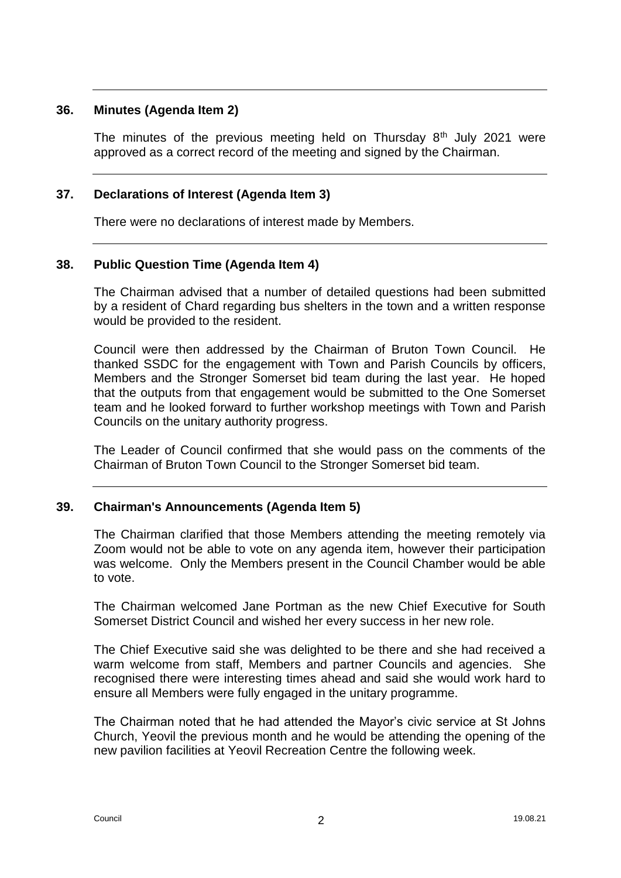### 36. Minutes (Agenda Item 2)

The minutes of the previous meeting held on Thursday 8th July 2021 were approved as a correct record of the meeting and signed by the Chairman.

### 37. Declarations of Interest (Agenda Item 3)

There were no declarations of interest made by Members.

### 38. Public Question Time (Agenda Item 4)

The Chairman advised that a number of detailed questions had been submitted by a resident of Chard regarding bus shelters in the town and a written response would be provided to the resident.

Council were then addressed by the Chairman of Bruton Town Council. He thanked SSDC for the engagement with Town and Parish Councils by officers, Members and the Stronger Somerset bid team during the last year. He hoped that the outputs from that engagement would be submitted to the One Somerset team and he looked forward to further workshop meetings with Town and Parish Councils on the unitary authority progress.

The Leader of Council confirmed that she would pass on the comments of the Chairman of Bruton Town Council to the Stronger Somerset bid team.

### 39. Chairman's Announcements (Agenda Item 5)

The Chairman clarified that those Members attending the meeting remotely via Zoom would not be able to vote on any agenda item, however their participation was welcome. Only the Members present in the Council Chamber would be able to vote.

The Chairman welcomed Jane Portman as the new Chief Executive for South Somerset District Council and wished her every success in her new role.

The Chief Executive said she was delighted to be there and she had received a warm welcome from staff, Members and partner Councils and agencies. She recognised there were interesting times ahead and said she would work hard to ensure all Members were fully engaged in the unitary programme.

The Chairman noted that he had attended the Mayor's civic service at St Johns Church, Yeovil the previous month and he would be attending the opening of the new pavilion facilities at Yeovil Recreation Centre the following week.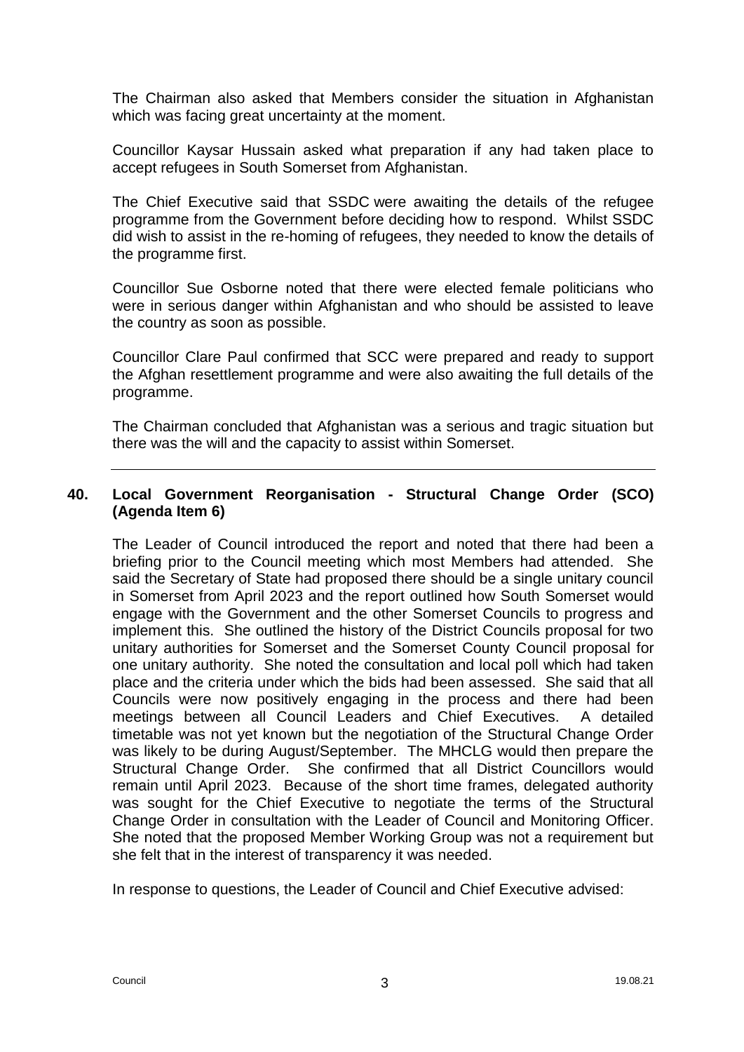The Chairman also asked that Members consider the situation in Afghanistan which was facing great uncertainty at the moment.

Councillor Kaysar Hussain asked what preparation if any had taken place to accept refugees in South Somerset from Afghanistan.

The Chief Executive said that SSDC were awaiting the details of the refugee programme from the Government before deciding how to respond. Whilst SSDC did wish to assist in the re-homing of refugees, they needed to know the details of the programme first.

Councillor Sue Osborne noted that there were elected female politicians who were in serious danger within Afghanistan and who should be assisted to leave the country as soon as possible.

Councillor Clare Paul confirmed that SCC were prepared and ready to support the Afghan resettlement programme and were also awaiting the full details of the programme.

The Chairman concluded that Afghanistan was a serious and tragic situation but there was the will and the capacity to assist within Somerset.

---

## 40. Local Government Reorganisation - Structural Change Order (SCO) (Agenda Item 6)

The Leader of Council introduced the report and noted that there had been a briefing prior to the Council meeting which most Members had attended. She said the Secretary of State had proposed there should be a single unitary council in Somerset from April 2023 and the report outlined how South Somerset would engage with the Government and the other Somerset Councils to progress and implement this. She outlined the history of the District Councils proposal for two unitary authorities for Somerset and the Somerset County Council proposal for one unitary authority. She noted the consultation and local poll which had taken place and the criteria under which the bids had been assessed. She said that all Councils were now positively engaging in the process and there had been meetings between all Council Leaders and Chief Executives. A detailed timetable was not yet known but the negotiation of the Structural Change Order was likely to be during August/September. The MHCLG would then prepare the Structural Change Order. She confirmed that all District Councillors would remain until April 2023. Because of the short time frames, delegated authority was sought for the Chief Executive to negotiate the terms of the Structural Change Order in consultation with the Leader of Council and Monitoring Officer. She noted that the proposed Member Working Group was not a requirement but she felt that in the interest of transparency it was needed.

In response to questions, the Leader of Council and Chief Executive advised: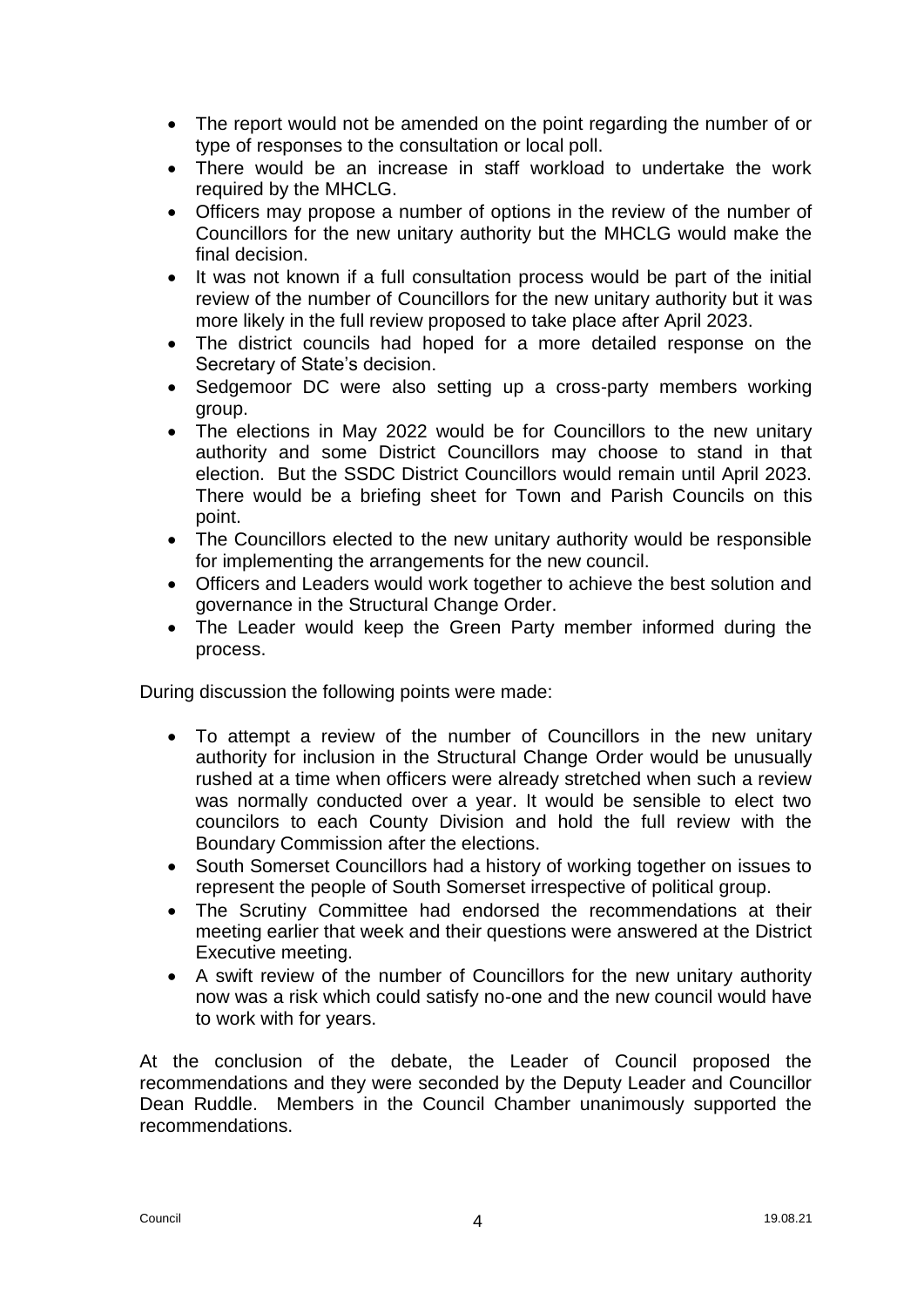- The report would not be amended on the point regarding the number of or type of responses to the consultation or local poll.
- There would be an increase in staff workload to undertake the work required by the MHCLG.
- Officers may propose a number of options in the review of the number of Councillors for the new unitary authority but the MHCLG would make the final decision.
- It was not known if a full consultation process would be part of the initial review of the number of Councillors for the new unitary authority but it was more likely in the full review proposed to take place after April 2023.
- The district councils had hoped for a more detailed response on the Secretary of State's decision.
- Sedgemoor DC were also setting up a cross-party members working group.
- The elections in May 2022 would be for Councillors to the new unitary authority and some District Councillors may choose to stand in that election. But the SSDC District Councillors would remain until April 2023. There would be a briefing sheet for Town and Parish Councils on this point.
- The Councillors elected to the new unitary authority would be responsible for implementing the arrangements for the new council.
- Officers and Leaders would work together to achieve the best solution and governance in the Structural Change Order.
- The Leader would keep the Green Party member informed during the process.

During discussion the following points were made:

- To attempt a review of the number of Councillors in the new unitary authority for inclusion in the Structural Change Order would be unusually rushed at a time when officers were already stretched when such a review was normally conducted over a year. It would be sensible to elect two councilors to each County Division and hold the full review with the Boundary Commission after the elections.
- South Somerset Councillors had a history of working together on issues to represent the people of South Somerset irrespective of political group.
- The Scrutiny Committee had endorsed the recommendations at their meeting earlier that week and their questions were answered at the District Executive meeting.
- A swift review of the number of Councillors for the new unitary authority now was a risk which could satisfy no-one and the new council would have to work with for years.

At the conclusion of the debate, the Leader of Council proposed the recommendations and they were seconded by the Deputy Leader and Councillor Dean Ruddle. Members in the Council Chamber unanimously supported the recommendations.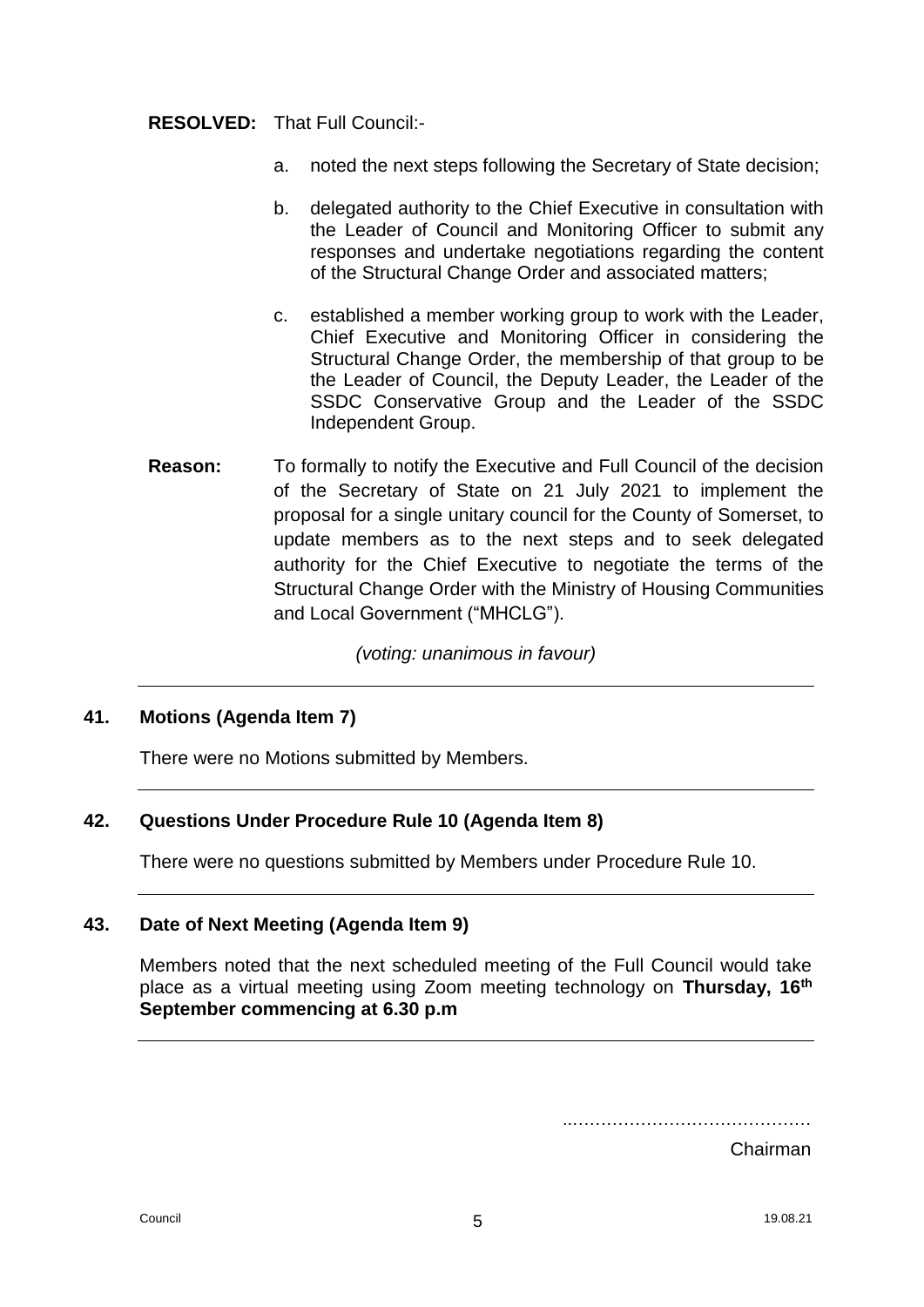**RESOLVED:** That Full Council:-

a. noted the next steps following the Secretary of State decision;

b. delegated authority to the Chief Executive in consultation with the Leader of Council and Monitoring Officer to submit any responses and undertake negotiations regarding the content of the Structural Change Order and associated matters;

c. established a member working group to work with the Leader, Chief Executive and Monitoring Officer in considering the Structural Change Order, the membership of that group to be the Leader of Council, the Deputy Leader, the Leader of the SSDC Conservative Group and the Leader of the SSDC Independent Group.

**Reason:** To formally to notify the Executive and Full Council of the decision of the Secretary of State on 21 July 2021 to implement the proposal for a single unitary council for the County of Somerset, to update members as to the next steps and to seek delegated authority for the Chief Executive to negotiate the terms of the Structural Change Order with the Ministry of Housing Communities and Local Government ("MHCLG").

*(voting: unanimous in favour)*

---

## 41. Motions (Agenda Item 7)

There were no Motions submitted by Members.

---

## 42. Questions Under Procedure Rule 10 (Agenda Item 8)

There were no questions submitted by Members under Procedure Rule 10.

---

## 43. Date of Next Meeting (Agenda Item 9)

Members noted that the next scheduled meeting of the Full Council would take place as a virtual meeting using Zoom meeting technology on **Thursday, 16th September commencing at 6.30 p.m**

---

..........................................

Chairman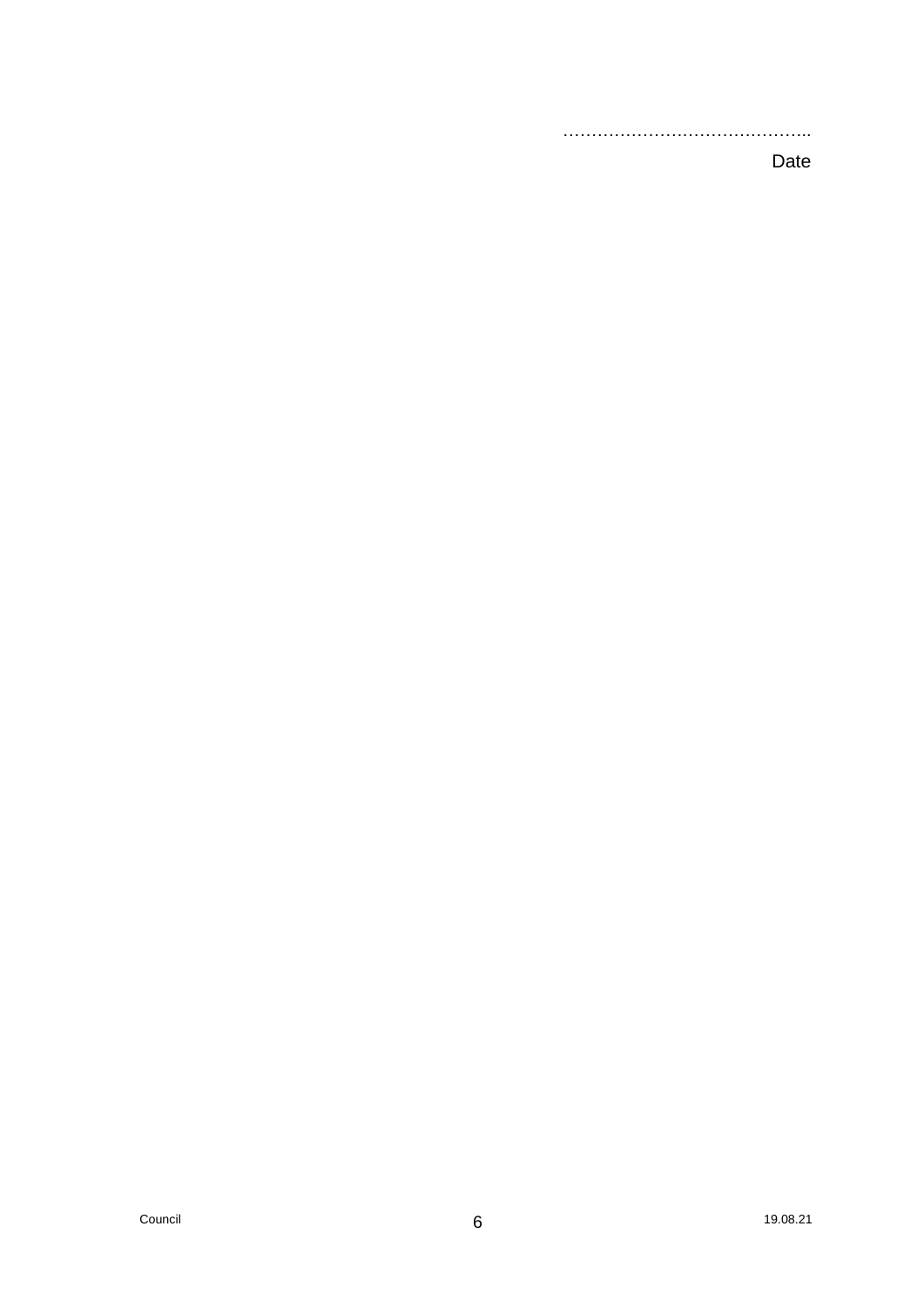……………………………………..

Date